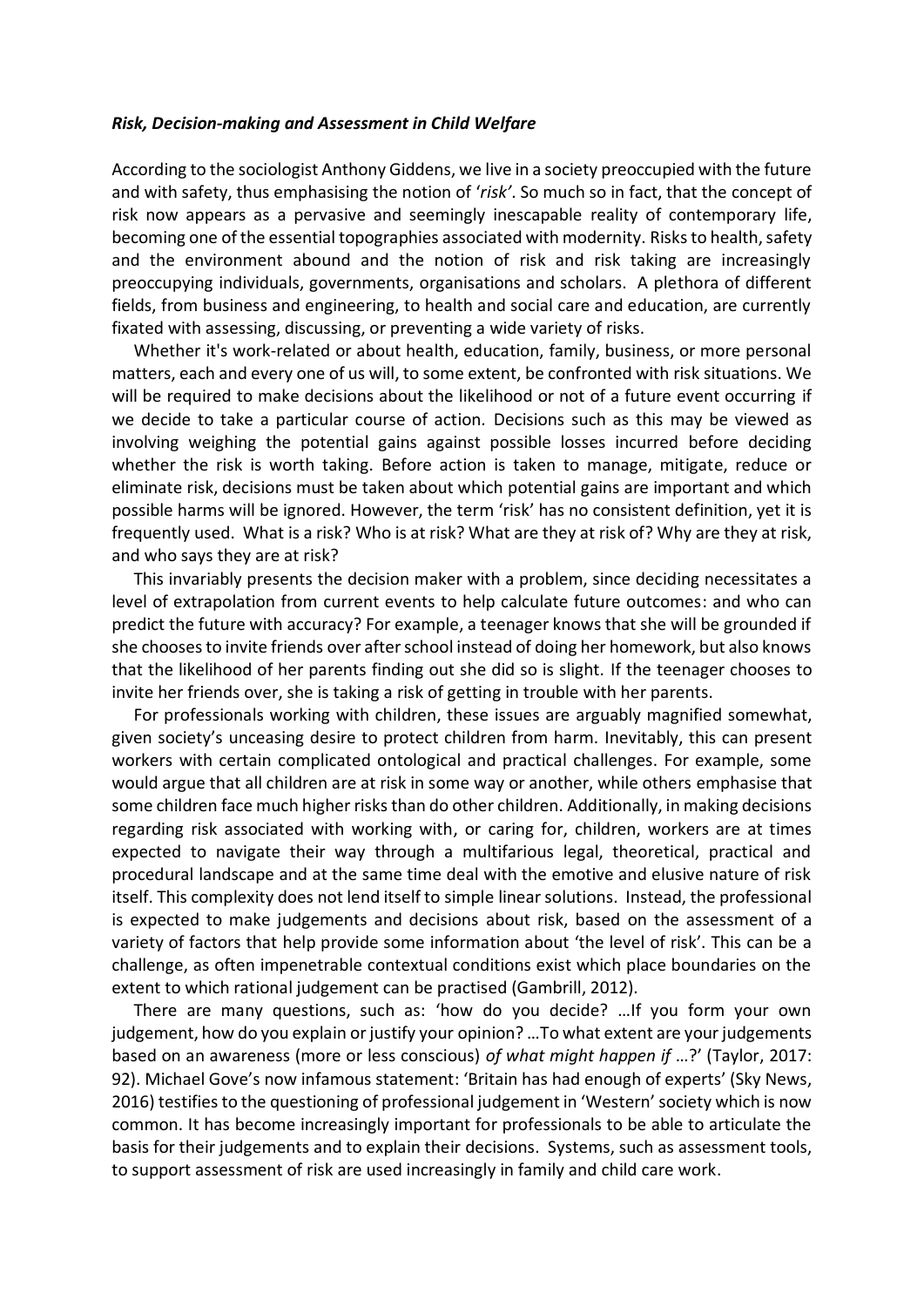***Risk, Decision-making and Assessment in Child Welfare***

According to the sociologist Anthony Giddens, we live in a society preoccupied with the future and with safety, thus emphasising the notion of '*risk'*. So much so in fact, that the concept of risk now appears as a pervasive and seemingly inescapable reality of contemporary life, becoming one of the essential topographies associated with modernity. Risks to health, safety and the environment abound and the notion of risk and risk taking are increasingly preoccupying individuals, governments, organisations and scholars. A plethora of different fields, from business and engineering, to health and social care and education, are currently fixated with assessing, discussing, or preventing a wide variety of risks.

Whether it's work-related or about health, education, family, business, or more personal matters, each and every one of us will, to some extent, be confronted with risk situations. We will be required to make decisions about the likelihood or not of a future event occurring if we decide to take a particular course of action. Decisions such as this may be viewed as involving weighing the potential gains against possible losses incurred before deciding whether the risk is worth taking. Before action is taken to manage, mitigate, reduce or eliminate risk, decisions must be taken about which potential gains are important and which possible harms will be ignored. However, the term 'risk' has no consistent definition, yet it is frequently used. What is a risk? Who is at risk? What are they at risk of? Why are they at risk, and who says they are at risk?

This invariably presents the decision maker with a problem, since deciding necessitates a level of extrapolation from current events to help calculate future outcomes: and who can predict the future with accuracy? For example, a teenager knows that she will be grounded if she chooses to invite friends over after school instead of doing her homework, but also knows that the likelihood of her parents finding out she did so is slight. If the teenager chooses to invite her friends over, she is taking a risk of getting in trouble with her parents.

For professionals working with children, these issues are arguably magnified somewhat, given society's unceasing desire to protect children from harm. Inevitably, this can present workers with certain complicated ontological and practical challenges. For example, some would argue that all children are at risk in some way or another, while others emphasise that some children face much higher risks than do other children. Additionally, in making decisions regarding risk associated with working with, or caring for, children, workers are at times expected to navigate their way through a multifarious legal, theoretical, practical and procedural landscape and at the same time deal with the emotive and elusive nature of risk itself. This complexity does not lend itself to simple linear solutions. Instead, the professional is expected to make judgements and decisions about risk, based on the assessment of a variety of factors that help provide some information about 'the level of risk'. This can be a challenge, as often impenetrable contextual conditions exist which place boundaries on the extent to which rational judgement can be practised (Gambrill, 2012).

There are many questions, such as: 'how do you decide? …If you form your own judgement, how do you explain or justify your opinion? …To what extent are your judgements based on an awareness (more or less conscious) *of what might happen if* …?' (Taylor, 2017: 92). Michael Gove's now infamous statement: 'Britain has had enough of experts' (Sky News, 2016) testifies to the questioning of professional judgement in 'Western' society which is now common. It has become increasingly important for professionals to be able to articulate the basis for their judgements and to explain their decisions. Systems, such as assessment tools, to support assessment of risk are used increasingly in family and child care work.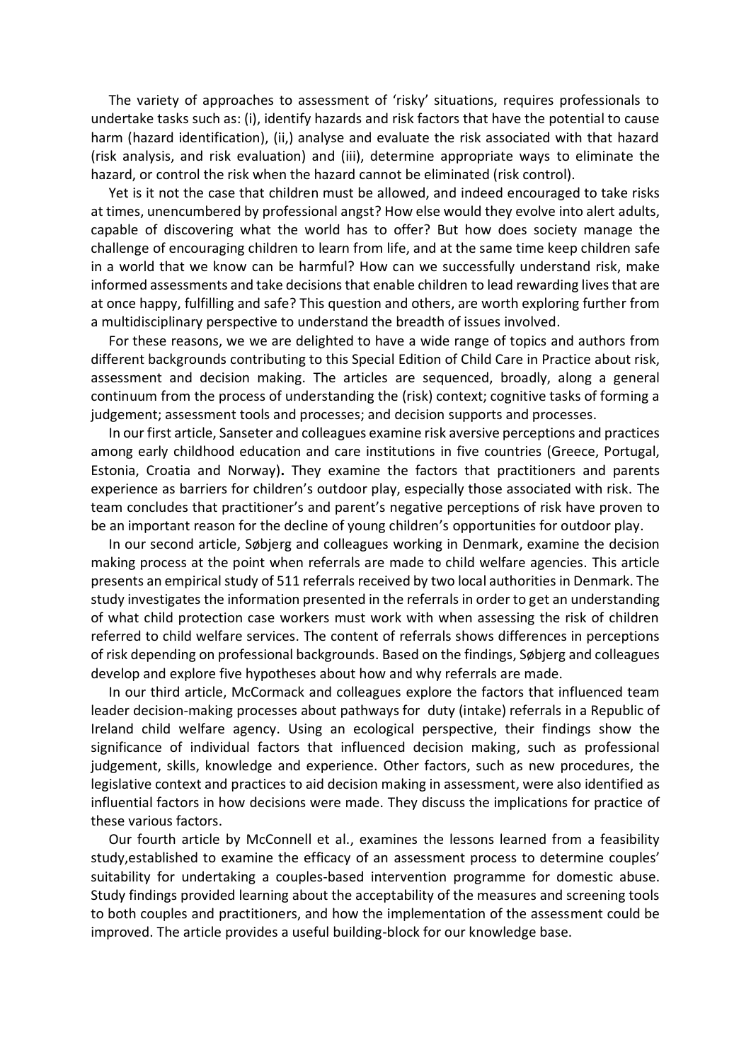The variety of approaches to assessment of 'risky' situations, requires professionals to undertake tasks such as: (i), identify hazards and risk factors that have the potential to cause harm (hazard identification), (ii,) analyse and evaluate the risk associated with that hazard (risk analysis, and risk evaluation) and (iii), determine appropriate ways to eliminate the hazard, or control the risk when the hazard cannot be eliminated (risk control).

Yet is it not the case that children must be allowed, and indeed encouraged to take risks at times, unencumbered by professional angst? How else would they evolve into alert adults, capable of discovering what the world has to offer? But how does society manage the challenge of encouraging children to learn from life, and at the same time keep children safe in a world that we know can be harmful? How can we successfully understand risk, make informed assessments and take decisions that enable children to lead rewarding lives that are at once happy, fulfilling and safe? This question and others, are worth exploring further from a multidisciplinary perspective to understand the breadth of issues involved.

For these reasons, we we are delighted to have a wide range of topics and authors from different backgrounds contributing to this Special Edition of Child Care in Practice about risk, assessment and decision making. The articles are sequenced, broadly, along a general continuum from the process of understanding the (risk) context; cognitive tasks of forming a judgement; assessment tools and processes; and decision supports and processes.

In our first article, Sanseter and colleagues examine risk aversive perceptions and practices among early childhood education and care institutions in five countries (Greece, Portugal, Estonia, Croatia and Norway). They examine the factors that practitioners and parents experience as barriers for children's outdoor play, especially those associated with risk. The team concludes that practitioner's and parent's negative perceptions of risk have proven to be an important reason for the decline of young children's opportunities for outdoor play.

In our second article, Søbjerg and colleagues working in Denmark, examine the decision making process at the point when referrals are made to child welfare agencies. This article presents an empirical study of 511 referrals received by two local authorities in Denmark. The study investigates the information presented in the referrals in order to get an understanding of what child protection case workers must work with when assessing the risk of children referred to child welfare services. The content of referrals shows differences in perceptions of risk depending on professional backgrounds. Based on the findings, Søbjerg and colleagues develop and explore five hypotheses about how and why referrals are made.

In our third article, McCormack and colleagues explore the factors that influenced team leader decision-making processes about pathways for duty (intake) referrals in a Republic of Ireland child welfare agency. Using an ecological perspective, their findings show the significance of individual factors that influenced decision making, such as professional judgement, skills, knowledge and experience. Other factors, such as new procedures, the legislative context and practices to aid decision making in assessment, were also identified as influential factors in how decisions were made. They discuss the implications for practice of these various factors.

Our fourth article by McConnell et al., examines the lessons learned from a feasibility study,established to examine the efficacy of an assessment process to determine couples' suitability for undertaking a couples-based intervention programme for domestic abuse. Study findings provided learning about the acceptability of the measures and screening tools to both couples and practitioners, and how the implementation of the assessment could be improved. The article provides a useful building-block for our knowledge base.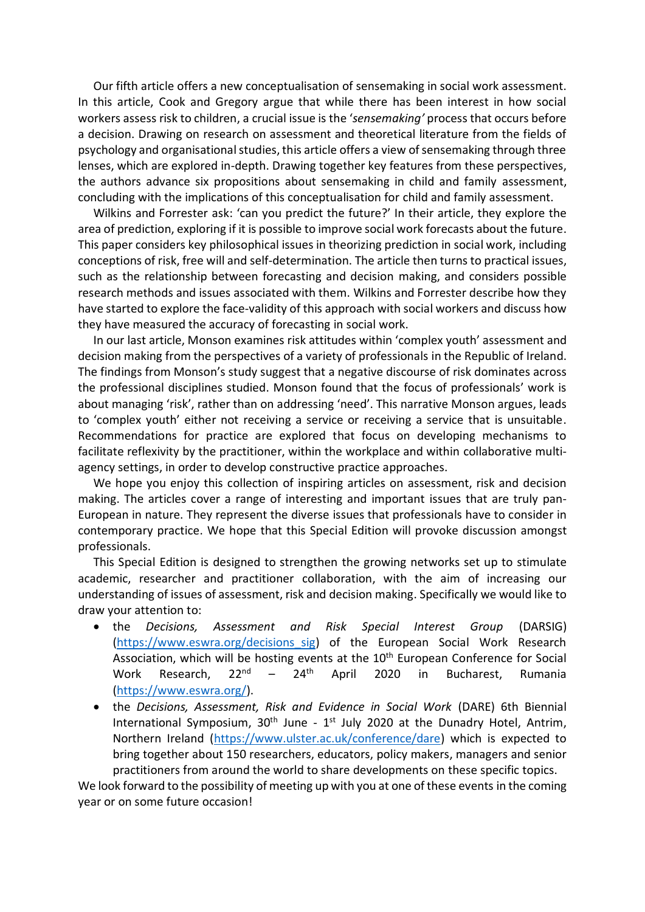Our fifth article offers a new conceptualisation of sensemaking in social work assessment. In this article, Cook and Gregory argue that while there has been interest in how social workers assess risk to children, a crucial issue is the '*sensemaking'* process that occurs before a decision. Drawing on research on assessment and theoretical literature from the fields of psychology and organisational studies, this article offers a view of sensemaking through three lenses, which are explored in-depth. Drawing together key features from these perspectives, the authors advance six propositions about sensemaking in child and family assessment, concluding with the implications of this conceptualisation for child and family assessment.

Wilkins and Forrester ask: 'can you predict the future?' In their article, they explore the area of prediction, exploring if it is possible to improve social work forecasts about the future. This paper considers key philosophical issues in theorizing prediction in social work, including conceptions of risk, free will and self-determination. The article then turns to practical issues, such as the relationship between forecasting and decision making, and considers possible research methods and issues associated with them. Wilkins and Forrester describe how they have started to explore the face-validity of this approach with social workers and discuss how they have measured the accuracy of forecasting in social work.

In our last article, Monson examines risk attitudes within 'complex youth' assessment and decision making from the perspectives of a variety of professionals in the Republic of Ireland. The findings from Monson's study suggest that a negative discourse of risk dominates across the professional disciplines studied. Monson found that the focus of professionals' work is about managing 'risk', rather than on addressing 'need'. This narrative Monson argues, leads to 'complex youth' either not receiving a service or receiving a service that is unsuitable. Recommendations for practice are explored that focus on developing mechanisms to facilitate reflexivity by the practitioner, within the workplace and within collaborative multi-agency settings, in order to develop constructive practice approaches.

We hope you enjoy this collection of inspiring articles on assessment, risk and decision making. The articles cover a range of interesting and important issues that are truly pan-European in nature. They represent the diverse issues that professionals have to consider in contemporary practice. We hope that this Special Edition will provoke discussion amongst professionals.

This Special Edition is designed to strengthen the growing networks set up to stimulate academic, researcher and practitioner collaboration, with the aim of increasing our understanding of issues of assessment, risk and decision making. Specifically we would like to draw your attention to:

- the *Decisions, Assessment and Risk Special Interest Group* (DARSIG) (https://www.eswra.org/decisions_sig) of the European Social Work Research Association, which will be hosting events at the 10th European Conference for Social Work Research, 22nd – 24th April 2020 in Bucharest, Rumania (https://www.eswra.org/).
- the *Decisions, Assessment, Risk and Evidence in Social Work* (DARE) 6th Biennial International Symposium, 30th June - 1st July 2020 at the Dunadry Hotel, Antrim, Northern Ireland (https://www.ulster.ac.uk/conference/dare) which is expected to bring together about 150 researchers, educators, policy makers, managers and senior practitioners from around the world to share developments on these specific topics.

We look forward to the possibility of meeting up with you at one of these events in the coming year or on some future occasion!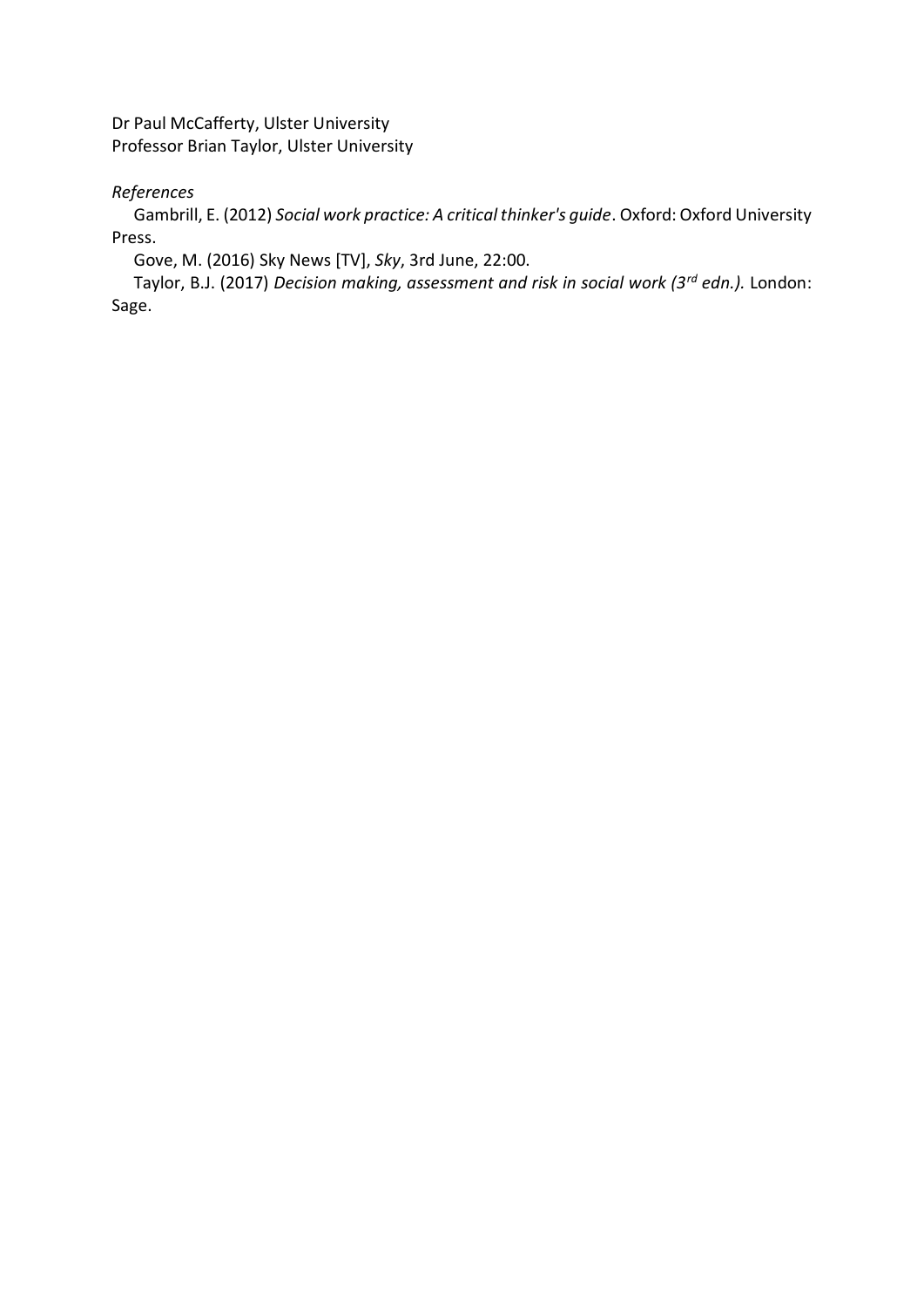Dr Paul McCafferty, Ulster University
Professor Brian Taylor, Ulster University

*References*

Gambrill, E. (2012) *Social work practice: A critical thinker's guide*. Oxford: Oxford University Press.

Gove, M. (2016) Sky News [TV], *Sky*, 3rd June, 22:00.

Taylor, B.J. (2017) *Decision making, assessment and risk in social work (3rd edn.).* London: Sage.